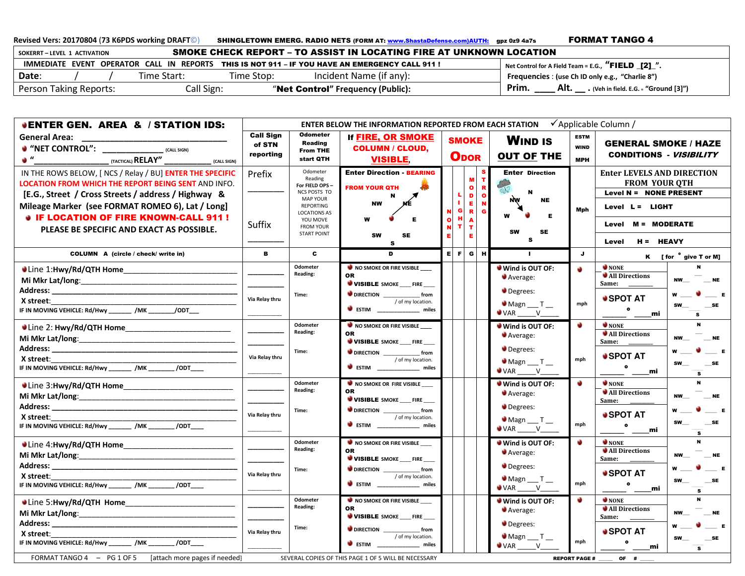Revised Vers: 20170804 (73 K6PDS working DRAFT©) SHINGLETOWN EMERG. RADIO NETS (FORM AT: www.ShastaDefense.com)AUTH: gpz 0z9 4a7s **FORMAT TANGO 4**

| SOKERRT – LEVEL 1 ACTIVATION | **SMOKE CHECK REPORT – TO ASSIST IN LOCATING FIRE AT UNKNOWN LOCATION** |
|---|---|
| IMMEDIATE EVENT OPERATOR CALL IN REPORTS **THIS IS NOT 911 – IF YOU HAVE AN EMERGENCY CALL 911 !** | Net Control for A Field Team = E.G., **"FIELD _[2]_".** |
| Date: / / Time Start: Time Stop: Incident Name (if any): | **Frequencies** : (use Ch ID only e.g., "Charlie 8") |
| Person Taking Reports: Call Sign: "**Net Control**" Frequency (Public): | **Prim. ____ Alt. __ .** (Veh in field. E.G. = "Ground [3]") |

| **ENTER GEN. AREA & / STATION IDS:** General Area: ____ "NET CONTROL": ____ (CALL SIGN) "____ (TACTICAL) RELAY" ____ (CALL SIGN) | **Call Sign of STN reporting** | **Odometer Reading From THE start QTH** | **If FIRE, OR SMOKE COLUMN / CLOUD, VISIBLE,** | **SMOKE ODOR** | | | | **WIND IS OUT OF THE** | **ESTM WIND MPH** | **GENERAL SMOKE / HAZE CONDITIONS - *VISIBILITY*** |
|---|---|---|---|---|---|---|---|---|---|---|
| IN THE ROWS BELOW, [ NCS / Relay / BU] **ENTER THE SPECIFIC LOCATION FROM WHICH THE REPORT BEING SENT** AND INFO. [E.G., Street / Cross Streets / address / Highway & Mileage Marker (see FORMAT ROMEO 6), Lat / Long] **IF LOCATION OF FIRE KNOWN-CALL 911 !** PLEASE BE SPECIFIC AND EXACT AS POSSIBLE. | Prefix ____ Suffix ____ | Odometer Reading For FIELD OPS – NCS POSTS TO MAP YOUR REPORTING LOCATIONS AS YOU MOVE FROM YOUR START POINT | **Enter Direction - BEARING FROM YOUR QTH** N NE E SE S SW W NW | NONE | LIGHT | MODERATE | STRONG | **Enter Direction** N NE E SE S SW W NW | Mph | **Enter LEVELS AND DIRECTION FROM YOUR QTH** Level N = NONE PRESENT; Level L = LIGHT; Level M = MODERATE; Level H = HEAVY |
| **COLUMN A (circle / check/ write in)** | **B** | **C** | **D** | **E** | **F** | **G** | **H** | **I** | **J** | **K** [ for ° give T or M] |
| Line 1:Hwy/Rd/QTH Home____ Mi Mkr Lat/long:____ Address: ____ X street:____ IF IN MOVING VEHICLE: Rd/Hwy ____ /MK ____ /ODT___ | ____ ____ Via Relay thru ____ | Odometer Reading: Time: | NO SMOKE OR FIRE VISIBLE ___ OR VISIBLE SMOKE ___ FIRE ___ DIRECTION ____ from / of my location. ESTIM ____ miles | | | | | Wind is OUT OF: Average: Degrees: Magn ___ T __ VAR ____V____ | mph | NONE; All Directions Same: ____; SPOT AT ____ ° ____mi; N NW__ __NE W ___ ___ E SW__ __SE S |
| Line 2: Hwy/Rd/QTH Home____ Mi Mkr Lat/long:____ Address: ____ X street:____ IF IN MOVING VEHICLE: Rd/Hwy ____ /MK ____ /ODT___ | ____ ____ Via Relay thru ____ | Odometer Reading: Time: | NO SMOKE OR FIRE VISIBLE ___ OR VISIBLE SMOKE ___ FIRE ___ DIRECTION ____ from / of my location. ESTIM ____ miles | | | | | Wind is OUT OF: Average: Degrees: Magn ___ T __ VAR ____V____ | mph | NONE; All Directions Same: ____; SPOT AT ____ ° ____mi; N NW__ __NE W ___ ___ E SW__ __SE S |
| Line 3:Hwy/Rd/QTH Home____ Mi Mkr Lat/long:____ Address: ____ X street:____ IF IN MOVING VEHICLE: Rd/Hwy ____ /MK ____ /ODT___ | ____ ____ Via Relay thru ____ | Odometer Reading: Time: | NO SMOKE OR FIRE VISIBLE ___ OR VISIBLE SMOKE ___ FIRE ___ DIRECTION ____ from / of my location. ESTIM ____ miles | | | | | Wind is OUT OF: Average: Degrees: Magn ___ T __ VAR ____V____ | mph | NONE; All Directions Same: ____; SPOT AT ____ ° ____mi; N NW__ __NE W ___ ___ E SW__ __SE S |
| Line 4:Hwy/Rd/QTH Home____ Mi Mkr Lat/long:____ Address: ____ X street:____ IF IN MOVING VEHICLE: Rd/Hwy ____ /MK ____ /ODT___ | ____ ____ Via Relay thru ____ | Odometer Reading: Time: | NO SMOKE OR FIRE VISIBLE ___ OR VISIBLE SMOKE ___ FIRE ___ DIRECTION ____ from / of my location. ESTIM ____ miles | | | | | Wind is OUT OF: Average: Degrees: Magn ___ T __ VAR ____V____ | mph | NONE; All Directions Same: ____; SPOT AT ____ ° ____mi; N NW__ __NE W ___ ___ E SW__ __SE S |
| Line 5:Hwy/Rd/QTH Home____ Mi Mkr Lat/long:____ Address: ____ X street:____ IF IN MOVING VEHICLE: Rd/Hwy ____ /MK ____ /ODT___ | ____ ____ Via Relay thru ____ | Odometer Reading: Time: | NO SMOKE OR FIRE VISIBLE ___ OR VISIBLE SMOKE ___ FIRE ___ DIRECTION ____ from / of my location. ESTIM ____ miles | | | | | Wind is OUT OF: Average: Degrees: Magn ___ T __ VAR ____V____ | mph | NONE; All Directions Same: ____; SPOT AT ____ ° ____mi; N NW__ __NE W ___ ___ E SW__ __SE S |

FORMAT TANGO 4 – PG 1 OF 5 [attach more pages if needed] SEVERAL COPIES OF THIS PAGE 1 OF 5 WILL BE NECESSARY **REPORT PAGE # ____ OF # ____**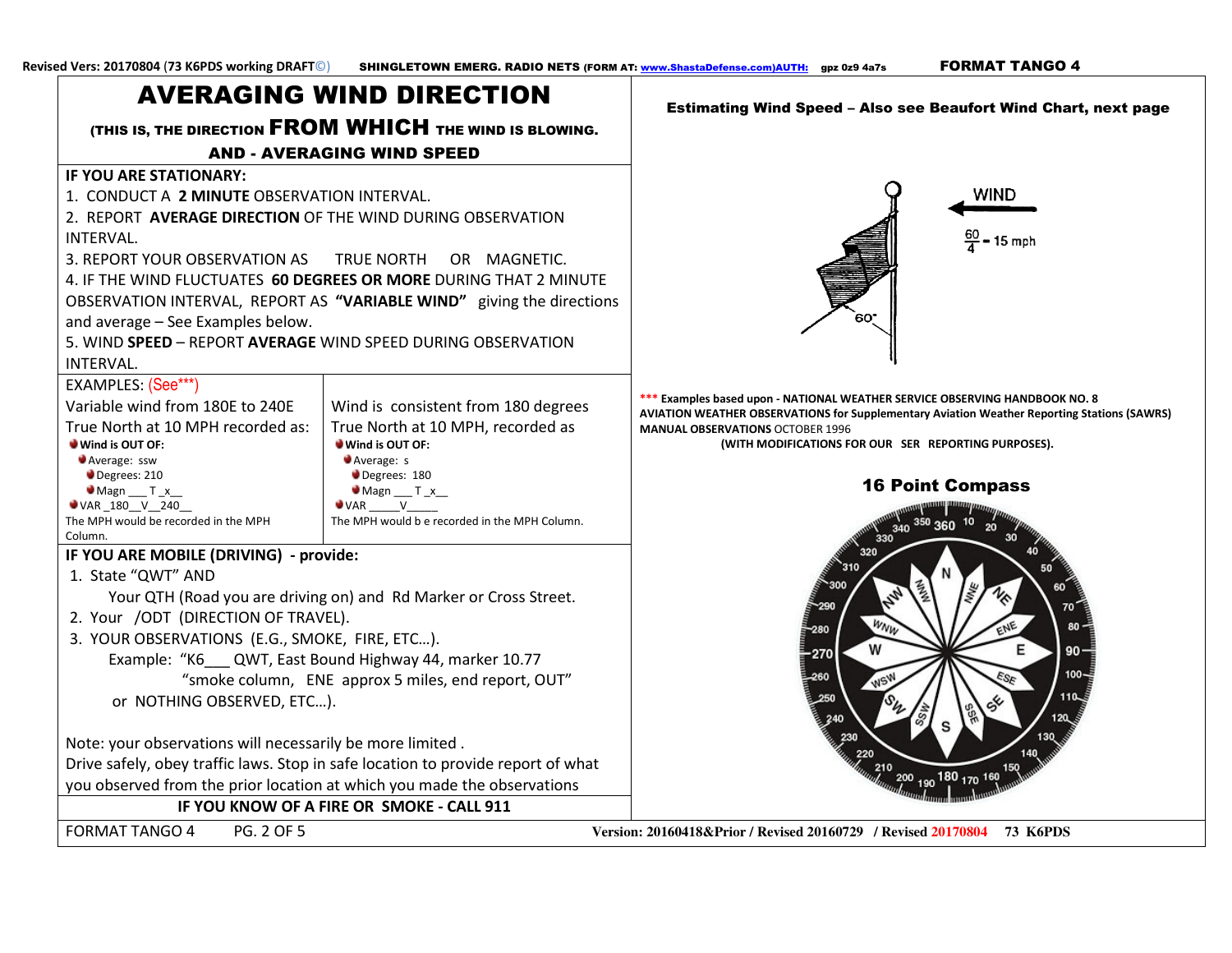# AVERAGING WIND DIRECTION

(THIS IS, THE DIRECTION **FROM WHICH** THE WIND IS BLOWING.

**AND - AVERAGING WIND SPEED**

**IF YOU ARE STATIONARY:**

1. CONDUCT A **2 MINUTE** OBSERVATION INTERVAL.
2. REPORT **AVERAGE DIRECTION** OF THE WIND DURING OBSERVATION INTERVAL.
3. REPORT YOUR OBSERVATION AS TRUE NORTH OR MAGNETIC.
4. IF THE WIND FLUCTUATES **60 DEGREES OR MORE** DURING THAT 2 MINUTE OBSERVATION INTERVAL, REPORT AS **"VARIABLE WIND"** giving the directions and average – See Examples below.
5. WIND **SPEED** – REPORT **AVERAGE** WIND SPEED DURING OBSERVATION INTERVAL.

| EXAMPLES: (See***) | |
|---|---|
| Variable wind from 180E to 240E True North at 10 MPH recorded as: | Wind is consistent from 180 degrees True North at 10 MPH, recorded as |
| **Wind is OUT OF:** | **Wind is OUT OF:** |
| Average: ssw | Average: s |
| Degrees: 210 | Degrees: 180 |
| Magn ___ T _x__ | Magn ___ T _x__ |
| VAR _180__V__240__ | VAR _____V_____ |
| The MPH would be recorded in the MPH Column. | The MPH would b e recorded in the MPH Column. |

**IF YOU ARE MOBILE (DRIVING) - provide:**

1. State "QWT" AND
   Your QTH (Road you are driving on) and Rd Marker or Cross Street.
2. Your /ODT (DIRECTION OF TRAVEL).
3. YOUR OBSERVATIONS (E.G., SMOKE, FIRE, ETC…).
   Example: "K6___ QWT, East Bound Highway 44, marker 10.77
   "smoke column, ENE approx 5 miles, end report, OUT"
   or NOTHING OBSERVED, ETC…).

Note: your observations will necessarily be more limited .
Drive safely, obey traffic laws. Stop in safe location to provide report of what you observed from the prior location at which you made the observations

**IF YOU KNOW OF A FIRE OR SMOKE - CALL 911**

**Estimating Wind Speed – Also see Beaufort Wind Chart, next page**

WIND

$\frac{60}{4}$ = 15 mph

60°

*** **Examples based upon - NATIONAL WEATHER SERVICE OBSERVING HANDBOOK NO. 8 AVIATION WEATHER OBSERVATIONS for Supplementary Aviation Weather Reporting Stations (SAWRS) MANUAL OBSERVATIONS** OCTOBER 1996
**(WITH MODIFICATIONS FOR OUR SER REPORTING PURPOSES).**

**16 Point Compass**

N NNE NE ENE E ESE SE SSE S SSW SW WSW W WNW NW NNW

360 10 20 30 40 50 60 70 80 90 100 110 120 130 140 150 160 170 180 190 200 210 220 230 240 250 260 270 280 290 300 310 320 330 340 350

Version: 20160418&Prior / Revised 20160729 / Revised 20170804 73 K6PDS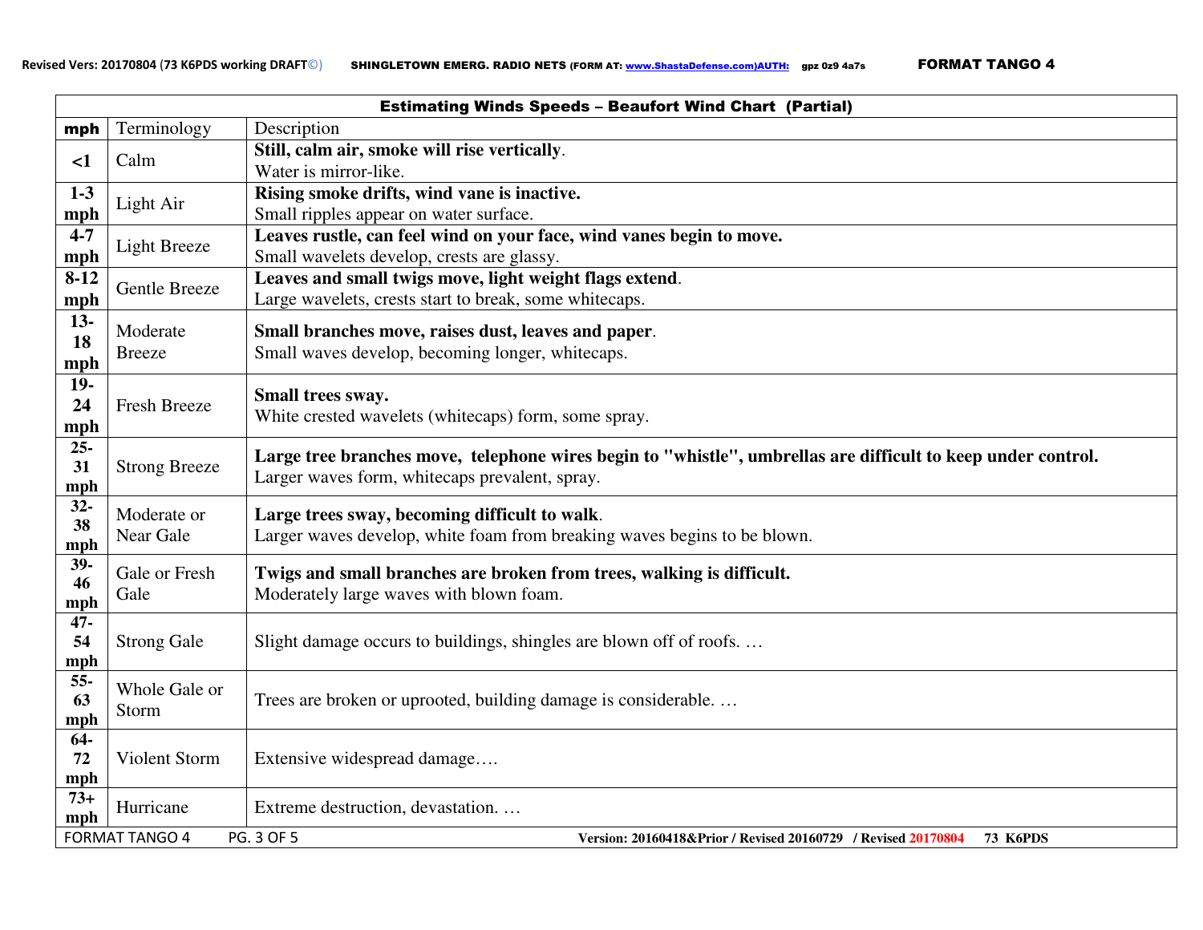| Estimating Winds Speeds – Beaufort Wind Chart (Partial) | | |
|---|---|---|
| **mph** | Terminology | Description |
| **<1** | Calm | **Still, calm air, smoke will rise vertically**.<br>Water is mirror-like. |
| **1-3 mph** | Light Air | **Rising smoke drifts, wind vane is inactive.**<br>Small ripples appear on water surface. |
| **4-7 mph** | Light Breeze | **Leaves rustle, can feel wind on your face, wind vanes begin to move.**<br>Small wavelets develop, crests are glassy. |
| **8-12 mph** | Gentle Breeze | **Leaves and small twigs move, light weight flags extend**.<br>Large wavelets, crests start to break, some whitecaps. |
| **13-18 mph** | Moderate Breeze | **Small branches move, raises dust, leaves and paper**.<br>Small waves develop, becoming longer, whitecaps. |
| **19-24 mph** | Fresh Breeze | **Small trees sway.**<br>White crested wavelets (whitecaps) form, some spray. |
| **25-31 mph** | Strong Breeze | **Large tree branches move, telephone wires begin to "whistle", umbrellas are difficult to keep under control.**<br>Larger waves form, whitecaps prevalent, spray. |
| **32-38 mph** | Moderate or Near Gale | **Large trees sway, becoming difficult to walk**.<br>Larger waves develop, white foam from breaking waves begins to be blown. |
| **39-46 mph** | Gale or Fresh Gale | **Twigs and small branches are broken from trees, walking is difficult.**<br>Moderately large waves with blown foam. |
| **47-54 mph** | Strong Gale | Slight damage occurs to buildings, shingles are blown off of roofs. … |
| **55-63 mph** | Whole Gale or Storm | Trees are broken or uprooted, building damage is considerable. … |
| **64-72 mph** | Violent Storm | Extensive widespread damage…. |
| **73+ mph** | Hurricane | Extreme destruction, devastation. … |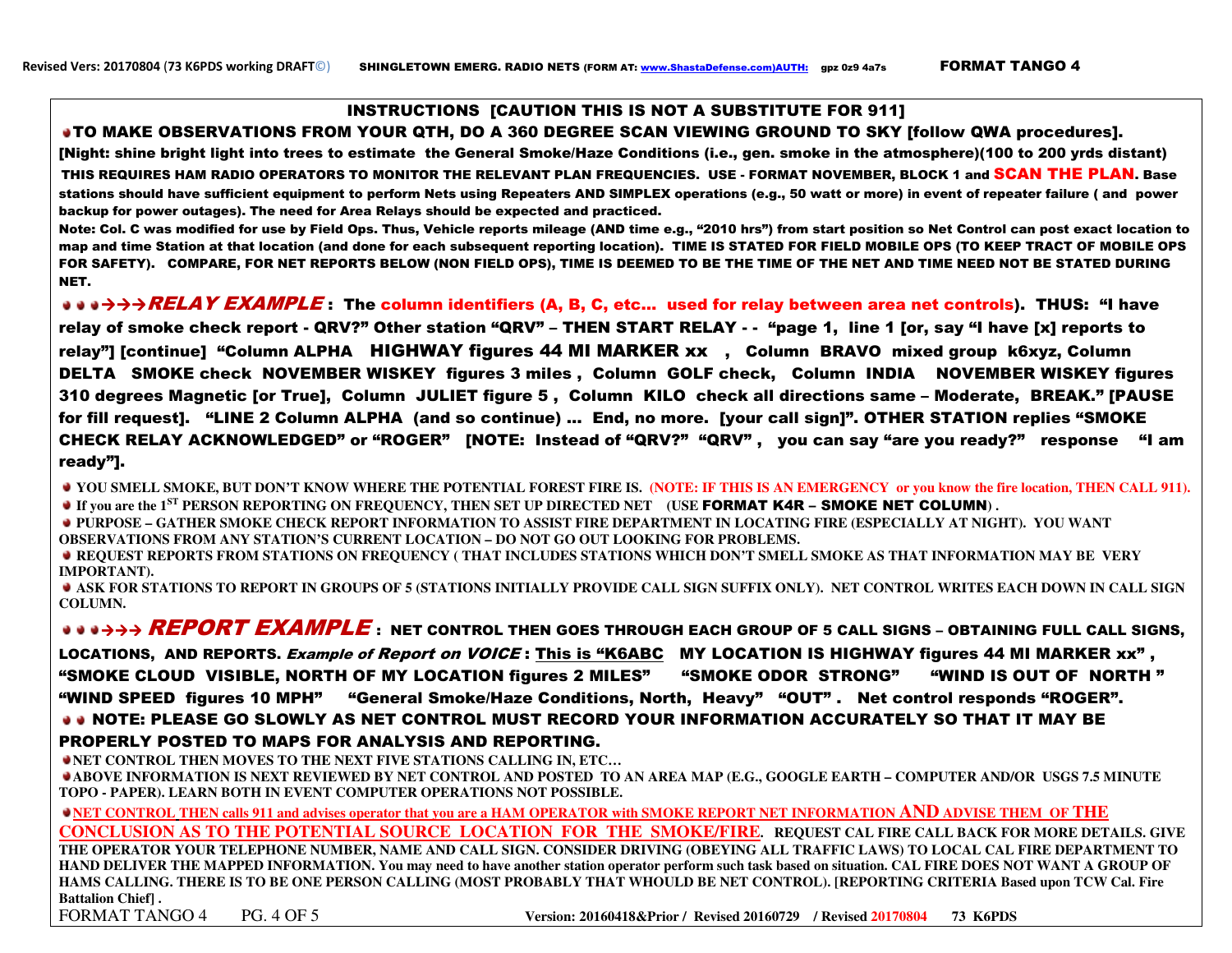## INSTRUCTIONS [CAUTION THIS IS NOT A SUBSTITUTE FOR 911]

- **TO MAKE OBSERVATIONS FROM YOUR QTH, DO A 360 DEGREE SCAN VIEWING GROUND TO SKY [follow QWA procedures].**

**[Night: shine bright light into trees to estimate the General Smoke/Haze Conditions (i.e., gen. smoke in the atmosphere)(100 to 200 yrds distant)**

**THIS REQUIRES HAM RADIO OPERATORS TO MONITOR THE RELEVANT PLAN FREQUENCIES. USE - FORMAT NOVEMBER, BLOCK 1 and SCAN THE PLAN. Base stations should have sufficient equipment to perform Nets using Repeaters AND SIMPLEX operations (e.g., 50 watt or more) in event of repeater failure ( and power backup for power outages). The need for Area Relays should be expected and practiced.**

**Note: Col. C was modified for use by Field Ops. Thus, Vehicle reports mileage (AND time e.g., "2010 hrs") from start position so Net Control can post exact location to map and time Station at that location (and done for each subsequent reporting location). TIME IS STATED FOR FIELD MOBILE OPS (TO KEEP TRACT OF MOBILE OPS FOR SAFETY). COMPARE, FOR NET REPORTS BELOW (NON FIELD OPS), TIME IS DEEMED TO BE THE TIME OF THE NET AND TIME NEED NOT BE STATED DURING NET.**

**→→→*RELAY EXAMPLE* : The column identifiers (A, B, C, etc... used for relay between area net controls). THUS: "I have relay of smoke check report - QRV?" Other station "QRV" – THEN START RELAY - - "page 1, line 1 [or, say "I have [x] reports to relay"] [continue] "Column ALPHA HIGHWAY figures 44 MI MARKER xx , Column BRAVO mixed group k6xyz, Column DELTA SMOKE check NOVEMBER WISKEY figures 3 miles , Column GOLF check, Column INDIA NOVEMBER WISKEY figures 310 degrees Magnetic [or True], Column JULIET figure 5 , Column KILO check all directions same – Moderate, BREAK." [PAUSE for fill request]. "LINE 2 Column ALPHA (and so continue) ... End, no more. [your call sign]". OTHER STATION replies "SMOKE CHECK RELAY ACKNOWLEDGED" or "ROGER" [NOTE: Instead of "QRV?" "QRV" , you can say "are you ready?" response "I am ready"].**

- **YOU SMELL SMOKE, BUT DON'T KNOW WHERE THE POTENTIAL FOREST FIRE IS. (NOTE: IF THIS IS AN EMERGENCY or you know the fire location, THEN CALL 911).**
- **If you are the 1ST PERSON REPORTING ON FREQUENCY, THEN SET UP DIRECTED NET (USE FORMAT K4R – SMOKE NET COLUMN) .**
- **PURPOSE – GATHER SMOKE CHECK REPORT INFORMATION TO ASSIST FIRE DEPARTMENT IN LOCATING FIRE (ESPECIALLY AT NIGHT). YOU WANT OBSERVATIONS FROM ANY STATION'S CURRENT LOCATION – DO NOT GO OUT LOOKING FOR PROBLEMS.**
- **REQUEST REPORTS FROM STATIONS ON FREQUENCY ( THAT INCLUDES STATIONS WHICH DON'T SMELL SMOKE AS THAT INFORMATION MAY BE VERY IMPORTANT).**
- **ASK FOR STATIONS TO REPORT IN GROUPS OF 5 (STATIONS INITIALLY PROVIDE CALL SIGN SUFFIX ONLY). NET CONTROL WRITES EACH DOWN IN CALL SIGN COLUMN.**

**→→→ *REPORT EXAMPLE* : NET CONTROL THEN GOES THROUGH EACH GROUP OF 5 CALL SIGNS – OBTAINING FULL CALL SIGNS, LOCATIONS, AND REPORTS. *Example of Report on VOICE* : This is "K6ABC MY LOCATION IS HIGHWAY figures 44 MI MARKER xx" , "SMOKE CLOUD VISIBLE, NORTH OF MY LOCATION figures 2 MILES" "SMOKE ODOR STRONG" "WIND IS OUT OF NORTH " "WIND SPEED figures 10 MPH" "General Smoke/Haze Conditions, North, Heavy" "OUT" . Net control responds "ROGER".**

- **NOTE: PLEASE GO SLOWLY AS NET CONTROL MUST RECORD YOUR INFORMATION ACCURATELY SO THAT IT MAY BE PROPERLY POSTED TO MAPS FOR ANALYSIS AND REPORTING.**
- **NET CONTROL THEN MOVES TO THE NEXT FIVE STATIONS CALLING IN, ETC…**
- **ABOVE INFORMATION IS NEXT REVIEWED BY NET CONTROL AND POSTED TO AN AREA MAP (E.G., GOOGLE EARTH – COMPUTER AND/OR USGS 7.5 MINUTE TOPO - PAPER). LEARN BOTH IN EVENT COMPUTER OPERATIONS NOT POSSIBLE.**
- **NET CONTROL THEN calls 911 and advises operator that you are a HAM OPERATOR with SMOKE REPORT NET INFORMATION AND ADVISE THEM OF THE CONCLUSION AS TO THE POTENTIAL SOURCE LOCATION FOR THE SMOKE/FIRE. REQUEST CAL FIRE CALL BACK FOR MORE DETAILS. GIVE THE OPERATOR YOUR TELEPHONE NUMBER, NAME AND CALL SIGN. CONSIDER DRIVING (OBEYING ALL TRAFFIC LAWS) TO LOCAL CAL FIRE DEPARTMENT TO HAND DELIVER THE MAPPED INFORMATION. You may need to have another station operator perform such task based on situation. CAL FIRE DOES NOT WANT A GROUP OF HAMS CALLING. THERE IS TO BE ONE PERSON CALLING (MOST PROBABLY THAT WHOULD BE NET CONTROL). [REPORTING CRITERIA Based upon TCW Cal. Fire Battalion Chief] .**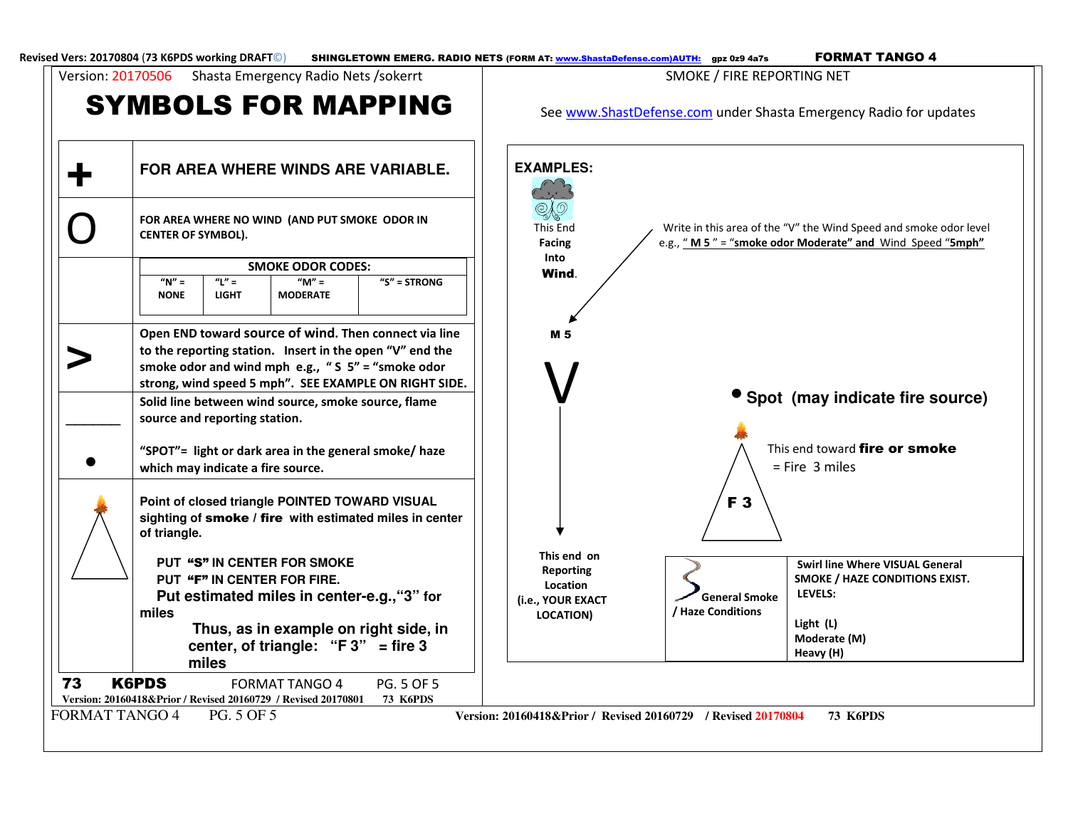Revised Vers: 20170804 (73 K6PDS working DRAFT©) SHINGLETOWN EMERG. RADIO NETS (FORM AT: www.ShastaDefense.com)AUTH: gpz 0z9 4a7s **FORMAT TANGO 4**

Version: 20170506 Shasta Emergency Radio Nets /sokerrt

# SYMBOLS FOR MAPPING

| | |
|---|---|
| **+** | **FOR AREA WHERE WINDS ARE VARIABLE.** |
| **O** | **FOR AREA WHERE NO WIND (AND PUT SMOKE ODOR IN CENTER OF SYMBOL).** |
| | **SMOKE ODOR CODES:** "N" = NONE; "L" = LIGHT; "M" = MODERATE; "S" = STRONG |
| **>** | **Open END toward source of wind. Then connect via line to the reporting station. Insert in the open "V" end the smoke odor and wind mph e.g., " S 5" = "smoke odor strong, wind speed 5 mph". SEE EXAMPLE ON RIGHT SIDE.** |
| _______ | **Solid line between wind source, smoke source, flame source and reporting station.** |
| • | **"SPOT"= light or dark area in the general smoke/ haze which may indicate a fire source.** |
| △ | **Point of closed triangle POINTED TOWARD VISUAL sighting of smoke / fire with estimated miles in center of triangle.**<br>**PUT "S" IN CENTER FOR SMOKE**<br>**PUT "F" IN CENTER FOR FIRE.**<br>**Put estimated miles in center-e.g.,"3" for miles**<br>**Thus, as in example on right side, in center, of triangle: "F 3" = fire 3 miles** |

**73 K6PDS** FORMAT TANGO 4 PG. 5 OF 5

**Version: 20160418&Prior / Revised 20160729 / Revised 20170801 73 K6PDS**

## SMOKE / FIRE REPORTING NET

See www.ShastDefense.com under Shasta Emergency Radio for updates

**EXAMPLES:**

This End **Facing Into Wind.**

Write in this area of the "V" the Wind Speed and smoke odor level e.g., "**M 5** " = "**smoke odor Moderate" and** Wind Speed "**5mph"**

**M 5**

V

**This end on Reporting Location (i.e., YOUR EXACT LOCATION)**

• **Spot (may indicate fire source)**

This end toward **fire or smoke** = Fire 3 miles

**F 3**

| | |
|---|---|
| **General Smoke / Haze Conditions** | **Swirl line Where VISUAL General SMOKE / HAZE CONDITIONS EXIST. LEVELS:**<br>**Light (L)**<br>**Moderate (M)**<br>**Heavy (H)** |

**Version: 20160418&Prior / Revised 20160729 / Revised 20170804 73 K6PDS**